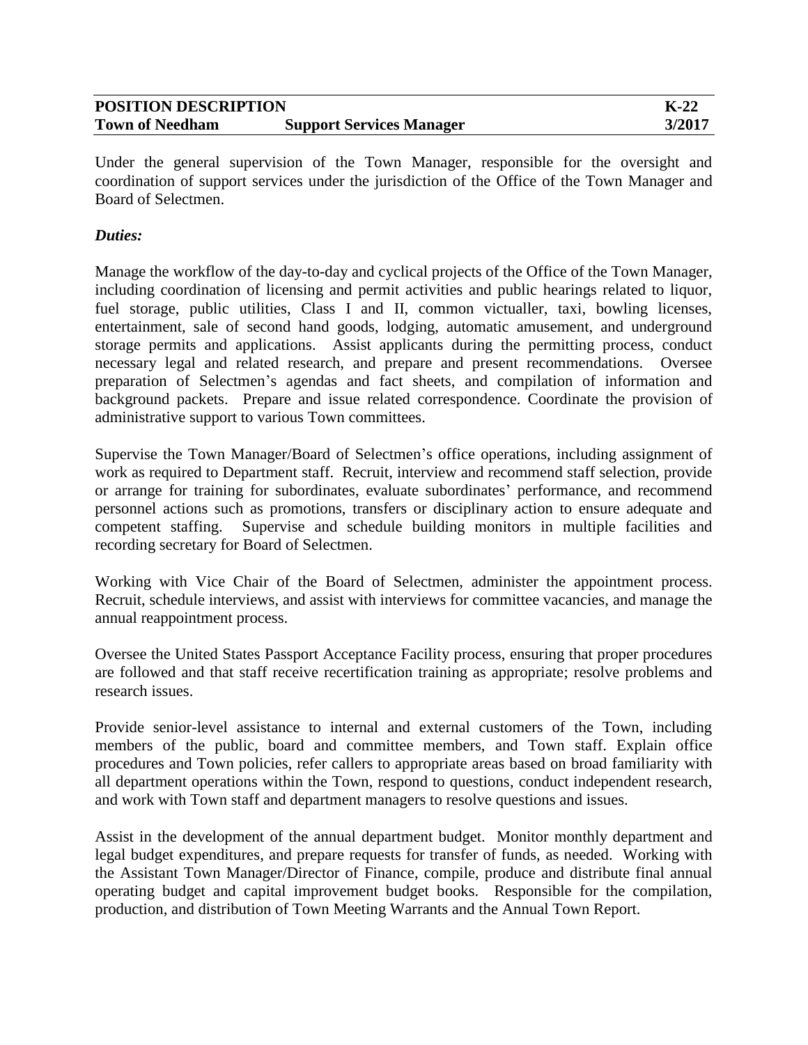| POSITION DESCRIPTION | | K-22 |
|---|---|---|
| Town of Needham | Support Services Manager | 3/2017 |

Under the general supervision of the Town Manager, responsible for the oversight and coordination of support services under the jurisdiction of the Office of the Town Manager and Board of Selectmen.

***Duties:***

Manage the workflow of the day-to-day and cyclical projects of the Office of the Town Manager, including coordination of licensing and permit activities and public hearings related to liquor, fuel storage, public utilities, Class I and II, common victualler, taxi, bowling licenses, entertainment, sale of second hand goods, lodging, automatic amusement, and underground storage permits and applications. Assist applicants during the permitting process, conduct necessary legal and related research, and prepare and present recommendations. Oversee preparation of Selectmen's agendas and fact sheets, and compilation of information and background packets. Prepare and issue related correspondence. Coordinate the provision of administrative support to various Town committees.

Supervise the Town Manager/Board of Selectmen's office operations, including assignment of work as required to Department staff. Recruit, interview and recommend staff selection, provide or arrange for training for subordinates, evaluate subordinates' performance, and recommend personnel actions such as promotions, transfers or disciplinary action to ensure adequate and competent staffing. Supervise and schedule building monitors in multiple facilities and recording secretary for Board of Selectmen.

Working with Vice Chair of the Board of Selectmen, administer the appointment process. Recruit, schedule interviews, and assist with interviews for committee vacancies, and manage the annual reappointment process.

Oversee the United States Passport Acceptance Facility process, ensuring that proper procedures are followed and that staff receive recertification training as appropriate; resolve problems and research issues.

Provide senior-level assistance to internal and external customers of the Town, including members of the public, board and committee members, and Town staff. Explain office procedures and Town policies, refer callers to appropriate areas based on broad familiarity with all department operations within the Town, respond to questions, conduct independent research, and work with Town staff and department managers to resolve questions and issues.

Assist in the development of the annual department budget. Monitor monthly department and legal budget expenditures, and prepare requests for transfer of funds, as needed. Working with the Assistant Town Manager/Director of Finance, compile, produce and distribute final annual operating budget and capital improvement budget books. Responsible for the compilation, production, and distribution of Town Meeting Warrants and the Annual Town Report.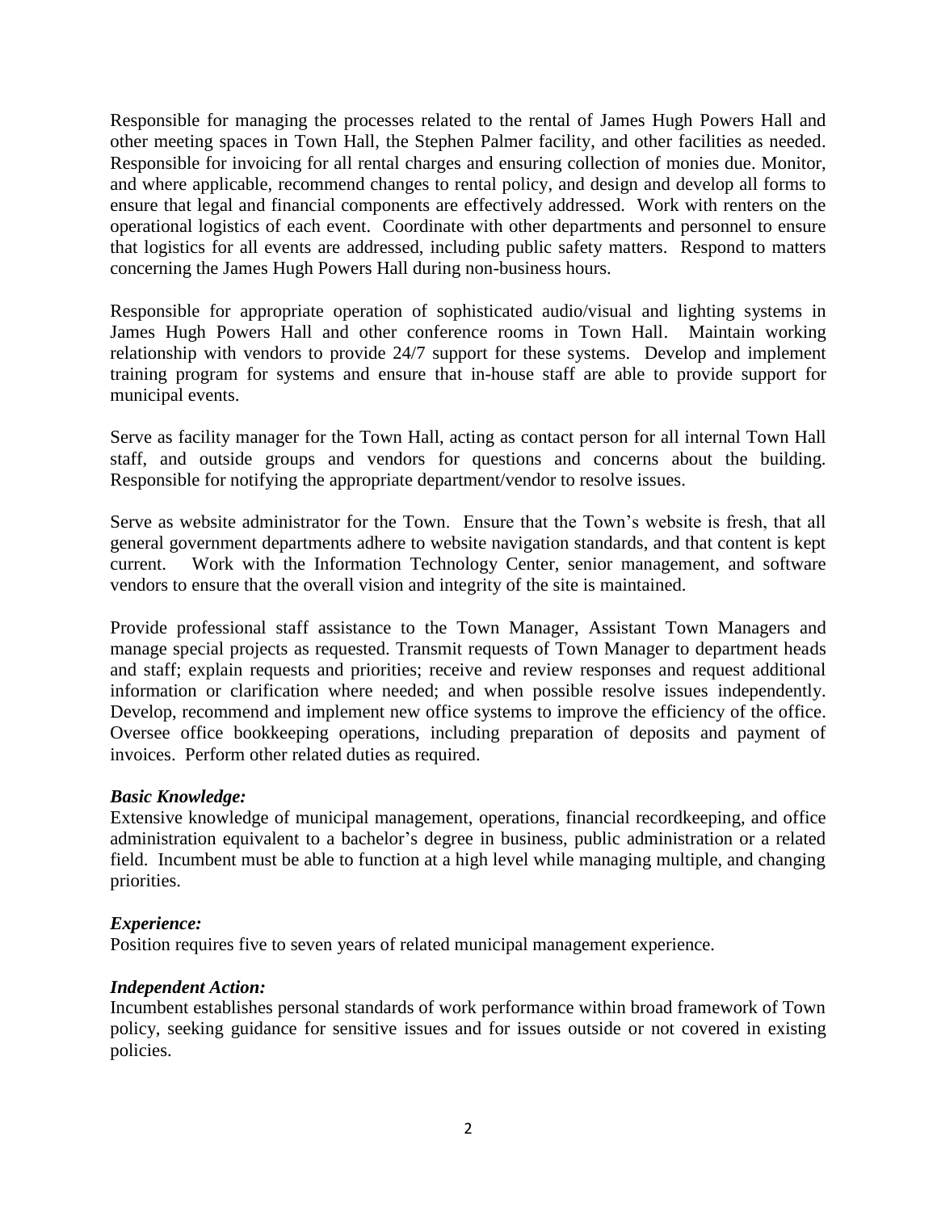Responsible for managing the processes related to the rental of James Hugh Powers Hall and other meeting spaces in Town Hall, the Stephen Palmer facility, and other facilities as needed. Responsible for invoicing for all rental charges and ensuring collection of monies due. Monitor, and where applicable, recommend changes to rental policy, and design and develop all forms to ensure that legal and financial components are effectively addressed. Work with renters on the operational logistics of each event. Coordinate with other departments and personnel to ensure that logistics for all events are addressed, including public safety matters. Respond to matters concerning the James Hugh Powers Hall during non-business hours.

Responsible for appropriate operation of sophisticated audio/visual and lighting systems in James Hugh Powers Hall and other conference rooms in Town Hall. Maintain working relationship with vendors to provide 24/7 support for these systems. Develop and implement training program for systems and ensure that in-house staff are able to provide support for municipal events.

Serve as facility manager for the Town Hall, acting as contact person for all internal Town Hall staff, and outside groups and vendors for questions and concerns about the building. Responsible for notifying the appropriate department/vendor to resolve issues.

Serve as website administrator for the Town. Ensure that the Town's website is fresh, that all general government departments adhere to website navigation standards, and that content is kept current. Work with the Information Technology Center, senior management, and software vendors to ensure that the overall vision and integrity of the site is maintained.

Provide professional staff assistance to the Town Manager, Assistant Town Managers and manage special projects as requested. Transmit requests of Town Manager to department heads and staff; explain requests and priorities; receive and review responses and request additional information or clarification where needed; and when possible resolve issues independently. Develop, recommend and implement new office systems to improve the efficiency of the office. Oversee office bookkeeping operations, including preparation of deposits and payment of invoices. Perform other related duties as required.

***Basic Knowledge:***
Extensive knowledge of municipal management, operations, financial recordkeeping, and office administration equivalent to a bachelor's degree in business, public administration or a related field. Incumbent must be able to function at a high level while managing multiple, and changing priorities.

***Experience:***
Position requires five to seven years of related municipal management experience.

***Independent Action:***
Incumbent establishes personal standards of work performance within broad framework of Town policy, seeking guidance for sensitive issues and for issues outside or not covered in existing policies.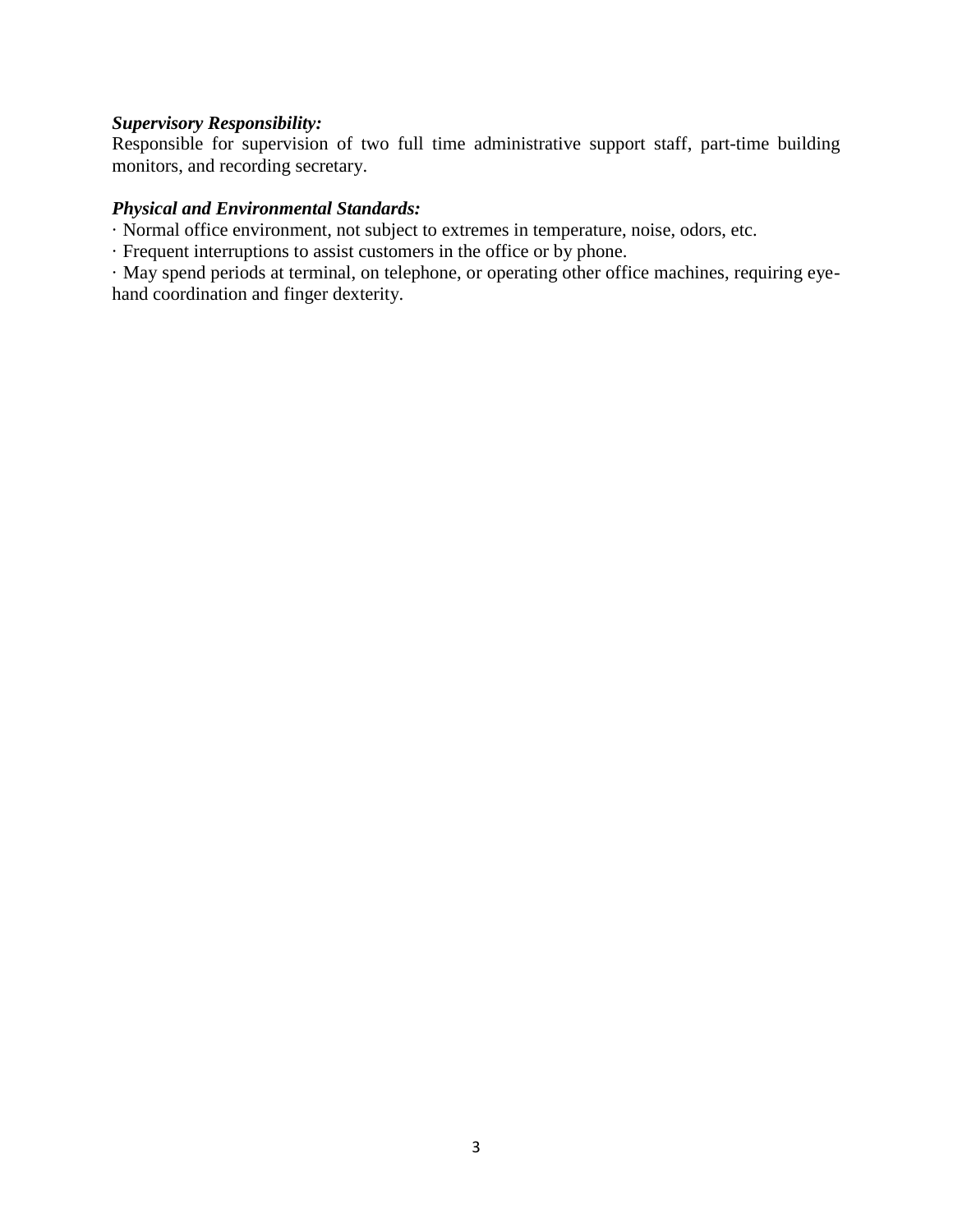***Supervisory Responsibility:***

Responsible for supervision of two full time administrative support staff, part-time building monitors, and recording secretary.

***Physical and Environmental Standards:***

· Normal office environment, not subject to extremes in temperature, noise, odors, etc.

· Frequent interruptions to assist customers in the office or by phone.

· May spend periods at terminal, on telephone, or operating other office machines, requiring eye-hand coordination and finger dexterity.